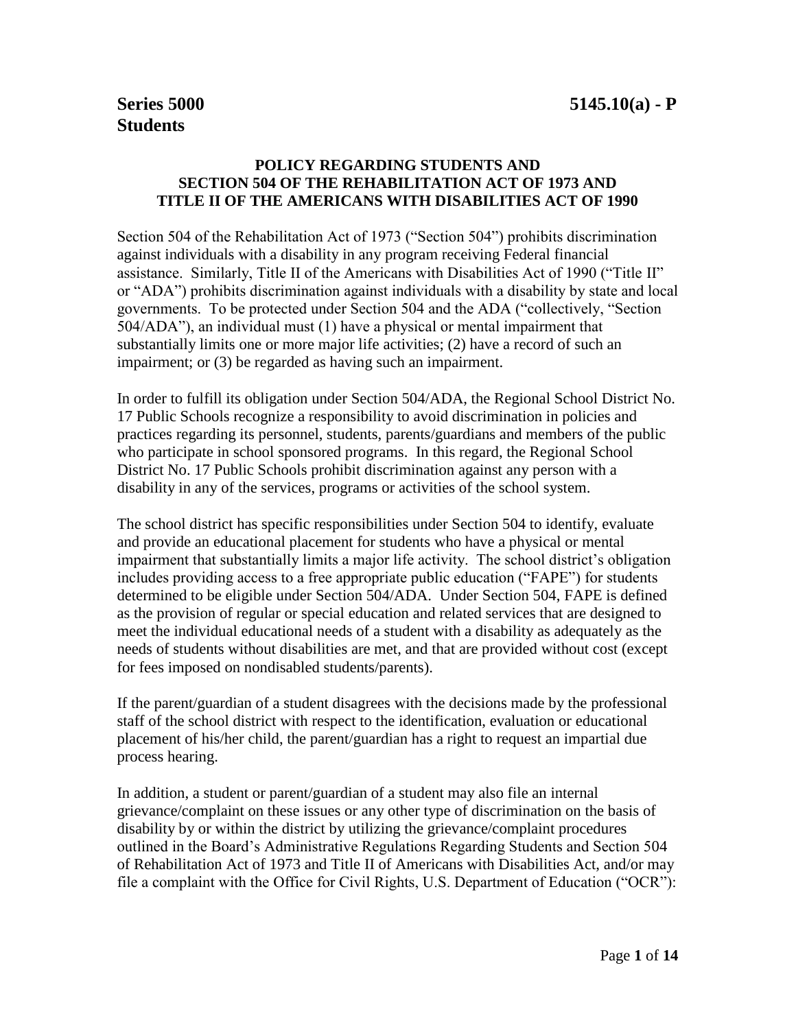**Series 5000**
**Students**

**5145.10(a) - P**

## POLICY REGARDING STUDENTS AND SECTION 504 OF THE REHABILITATION ACT OF 1973 AND TITLE II OF THE AMERICANS WITH DISABILITIES ACT OF 1990

Section 504 of the Rehabilitation Act of 1973 ("Section 504") prohibits discrimination against individuals with a disability in any program receiving Federal financial assistance. Similarly, Title II of the Americans with Disabilities Act of 1990 ("Title II" or "ADA") prohibits discrimination against individuals with a disability by state and local governments. To be protected under Section 504 and the ADA ("collectively, "Section 504/ADA"), an individual must (1) have a physical or mental impairment that substantially limits one or more major life activities; (2) have a record of such an impairment; or (3) be regarded as having such an impairment.

In order to fulfill its obligation under Section 504/ADA, the Regional School District No. 17 Public Schools recognize a responsibility to avoid discrimination in policies and practices regarding its personnel, students, parents/guardians and members of the public who participate in school sponsored programs. In this regard, the Regional School District No. 17 Public Schools prohibit discrimination against any person with a disability in any of the services, programs or activities of the school system.

The school district has specific responsibilities under Section 504 to identify, evaluate and provide an educational placement for students who have a physical or mental impairment that substantially limits a major life activity. The school district's obligation includes providing access to a free appropriate public education ("FAPE") for students determined to be eligible under Section 504/ADA. Under Section 504, FAPE is defined as the provision of regular or special education and related services that are designed to meet the individual educational needs of a student with a disability as adequately as the needs of students without disabilities are met, and that are provided without cost (except for fees imposed on nondisabled students/parents).

If the parent/guardian of a student disagrees with the decisions made by the professional staff of the school district with respect to the identification, evaluation or educational placement of his/her child, the parent/guardian has a right to request an impartial due process hearing.

In addition, a student or parent/guardian of a student may also file an internal grievance/complaint on these issues or any other type of discrimination on the basis of disability by or within the district by utilizing the grievance/complaint procedures outlined in the Board's Administrative Regulations Regarding Students and Section 504 of Rehabilitation Act of 1973 and Title II of Americans with Disabilities Act, and/or may file a complaint with the Office for Civil Rights, U.S. Department of Education ("OCR"):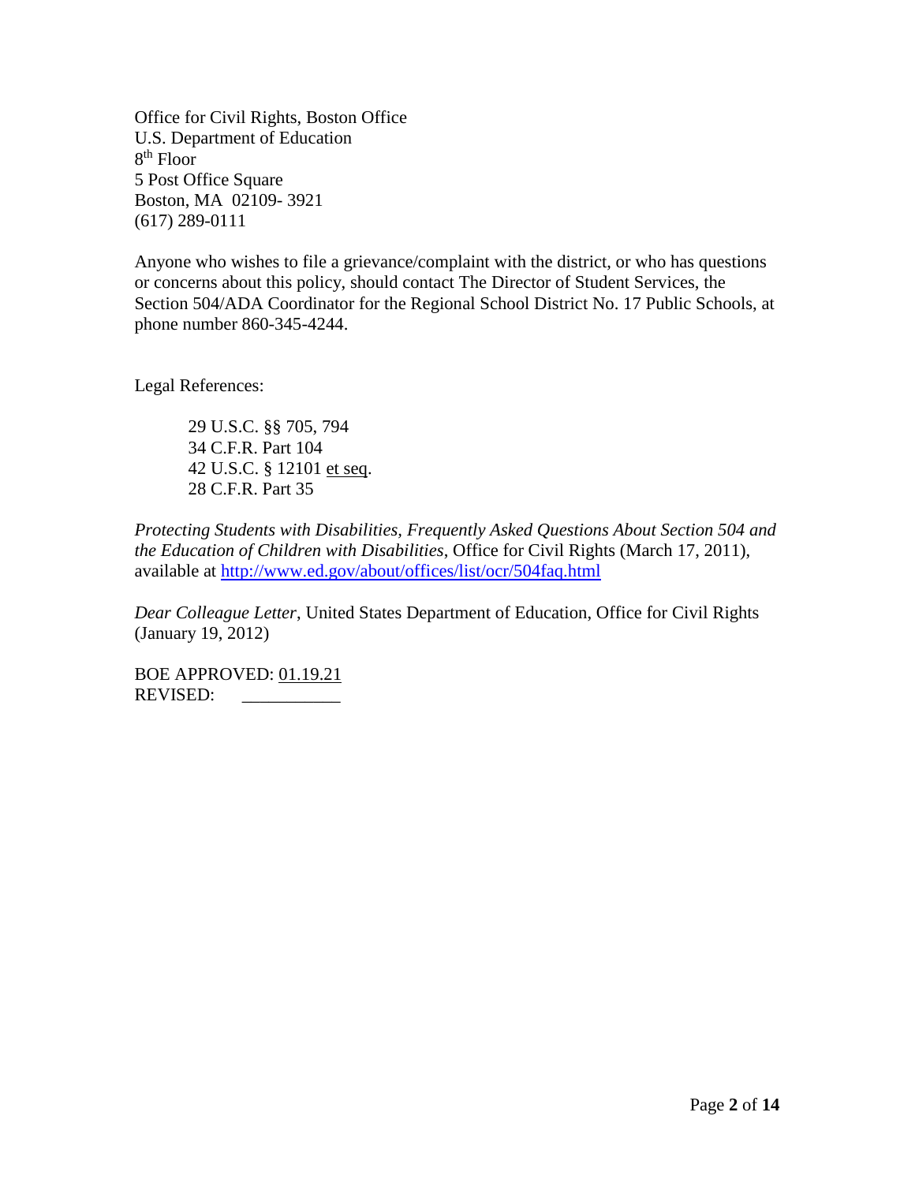Office for Civil Rights, Boston Office
U.S. Department of Education
8th Floor
5 Post Office Square
Boston, MA 02109- 3921
(617) 289-0111

Anyone who wishes to file a grievance/complaint with the district, or who has questions or concerns about this policy, should contact The Director of Student Services, the Section 504/ADA Coordinator for the Regional School District No. 17 Public Schools, at phone number 860-345-4244.

Legal References:

> 29 U.S.C. §§ 705, 794
> 34 C.F.R. Part 104
> 42 U.S.C. § 12101 et seq.
> 28 C.F.R. Part 35

*Protecting Students with Disabilities, Frequently Asked Questions About Section 504 and the Education of Children with Disabilities*, Office for Civil Rights (March 17, 2011), available at http://www.ed.gov/about/offices/list/ocr/504faq.html

*Dear Colleague Letter*, United States Department of Education, Office for Civil Rights (January 19, 2012)

BOE APPROVED: 01.19.21
REVISED: ___________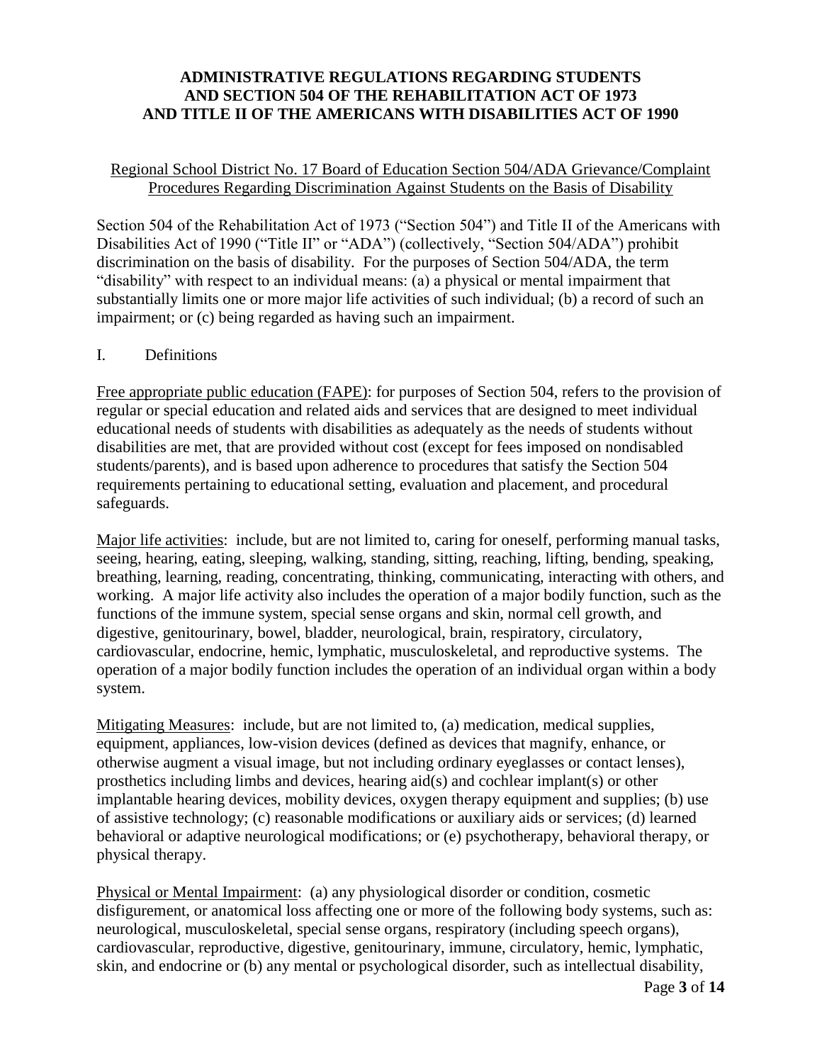**ADMINISTRATIVE REGULATIONS REGARDING STUDENTS AND SECTION 504 OF THE REHABILITATION ACT OF 1973 AND TITLE II OF THE AMERICANS WITH DISABILITIES ACT OF 1990**

Regional School District No. 17 Board of Education Section 504/ADA Grievance/Complaint Procedures Regarding Discrimination Against Students on the Basis of Disability

Section 504 of the Rehabilitation Act of 1973 ("Section 504") and Title II of the Americans with Disabilities Act of 1990 ("Title II" or "ADA") (collectively, "Section 504/ADA") prohibit discrimination on the basis of disability. For the purposes of Section 504/ADA, the term "disability" with respect to an individual means: (a) a physical or mental impairment that substantially limits one or more major life activities of such individual; (b) a record of such an impairment; or (c) being regarded as having such an impairment.

I. Definitions

Free appropriate public education (FAPE): for purposes of Section 504, refers to the provision of regular or special education and related aids and services that are designed to meet individual educational needs of students with disabilities as adequately as the needs of students without disabilities are met, that are provided without cost (except for fees imposed on nondisabled students/parents), and is based upon adherence to procedures that satisfy the Section 504 requirements pertaining to educational setting, evaluation and placement, and procedural safeguards.

Major life activities: include, but are not limited to, caring for oneself, performing manual tasks, seeing, hearing, eating, sleeping, walking, standing, sitting, reaching, lifting, bending, speaking, breathing, learning, reading, concentrating, thinking, communicating, interacting with others, and working. A major life activity also includes the operation of a major bodily function, such as the functions of the immune system, special sense organs and skin, normal cell growth, and digestive, genitourinary, bowel, bladder, neurological, brain, respiratory, circulatory, cardiovascular, endocrine, hemic, lymphatic, musculoskeletal, and reproductive systems. The operation of a major bodily function includes the operation of an individual organ within a body system.

Mitigating Measures: include, but are not limited to, (a) medication, medical supplies, equipment, appliances, low-vision devices (defined as devices that magnify, enhance, or otherwise augment a visual image, but not including ordinary eyeglasses or contact lenses), prosthetics including limbs and devices, hearing aid(s) and cochlear implant(s) or other implantable hearing devices, mobility devices, oxygen therapy equipment and supplies; (b) use of assistive technology; (c) reasonable modifications or auxiliary aids or services; (d) learned behavioral or adaptive neurological modifications; or (e) psychotherapy, behavioral therapy, or physical therapy.

Physical or Mental Impairment: (a) any physiological disorder or condition, cosmetic disfigurement, or anatomical loss affecting one or more of the following body systems, such as: neurological, musculoskeletal, special sense organs, respiratory (including speech organs), cardiovascular, reproductive, digestive, genitourinary, immune, circulatory, hemic, lymphatic, skin, and endocrine or (b) any mental or psychological disorder, such as intellectual disability,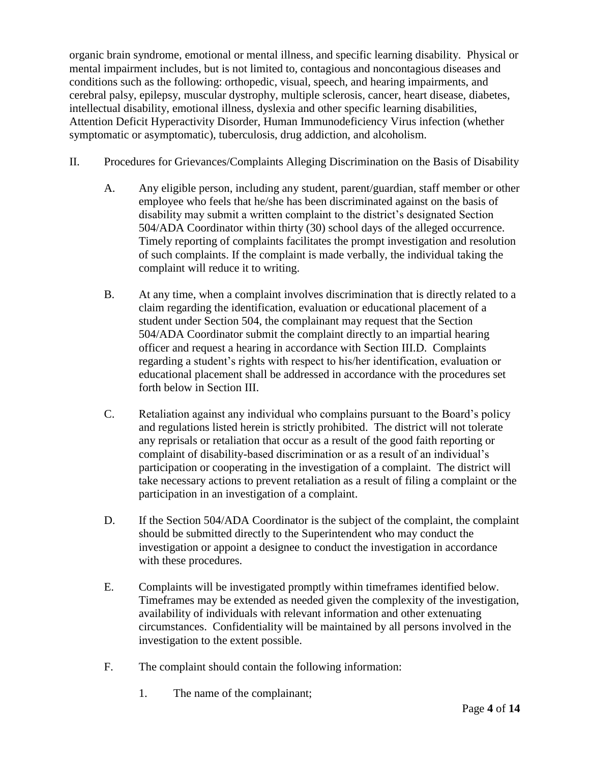organic brain syndrome, emotional or mental illness, and specific learning disability. Physical or mental impairment includes, but is not limited to, contagious and noncontagious diseases and conditions such as the following: orthopedic, visual, speech, and hearing impairments, and cerebral palsy, epilepsy, muscular dystrophy, multiple sclerosis, cancer, heart disease, diabetes, intellectual disability, emotional illness, dyslexia and other specific learning disabilities, Attention Deficit Hyperactivity Disorder, Human Immunodeficiency Virus infection (whether symptomatic or asymptomatic), tuberculosis, drug addiction, and alcoholism.

II. Procedures for Grievances/Complaints Alleging Discrimination on the Basis of Disability

A. Any eligible person, including any student, parent/guardian, staff member or other employee who feels that he/she has been discriminated against on the basis of disability may submit a written complaint to the district's designated Section 504/ADA Coordinator within thirty (30) school days of the alleged occurrence. Timely reporting of complaints facilitates the prompt investigation and resolution of such complaints. If the complaint is made verbally, the individual taking the complaint will reduce it to writing.

B. At any time, when a complaint involves discrimination that is directly related to a claim regarding the identification, evaluation or educational placement of a student under Section 504, the complainant may request that the Section 504/ADA Coordinator submit the complaint directly to an impartial hearing officer and request a hearing in accordance with Section III.D. Complaints regarding a student's rights with respect to his/her identification, evaluation or educational placement shall be addressed in accordance with the procedures set forth below in Section III.

C. Retaliation against any individual who complains pursuant to the Board's policy and regulations listed herein is strictly prohibited. The district will not tolerate any reprisals or retaliation that occur as a result of the good faith reporting or complaint of disability-based discrimination or as a result of an individual's participation or cooperating in the investigation of a complaint. The district will take necessary actions to prevent retaliation as a result of filing a complaint or the participation in an investigation of a complaint.

D. If the Section 504/ADA Coordinator is the subject of the complaint, the complaint should be submitted directly to the Superintendent who may conduct the investigation or appoint a designee to conduct the investigation in accordance with these procedures.

E. Complaints will be investigated promptly within timeframes identified below. Timeframes may be extended as needed given the complexity of the investigation, availability of individuals with relevant information and other extenuating circumstances. Confidentiality will be maintained by all persons involved in the investigation to the extent possible.

F. The complaint should contain the following information:

1. The name of the complainant;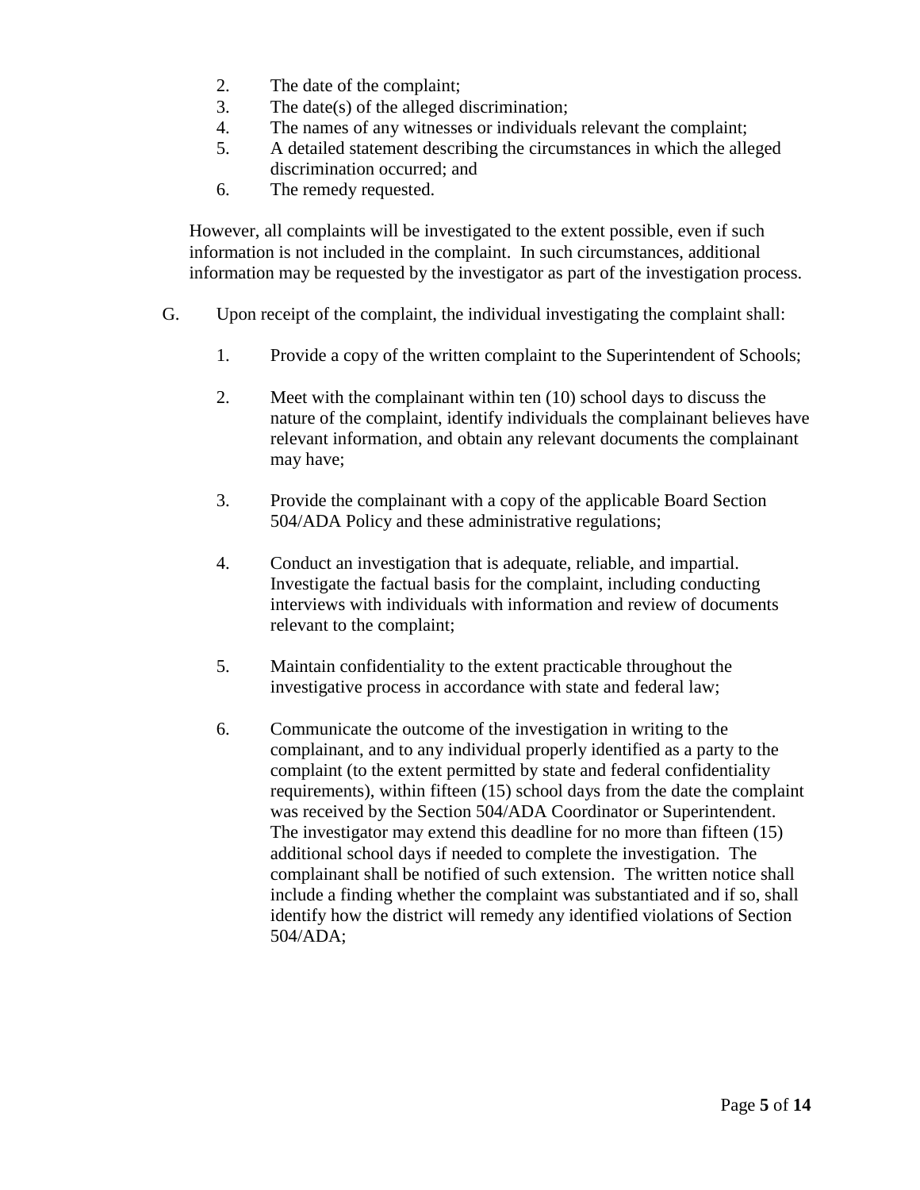2. The date of the complaint;
3. The date(s) of the alleged discrimination;
4. The names of any witnesses or individuals relevant the complaint;
5. A detailed statement describing the circumstances in which the alleged discrimination occurred; and
6. The remedy requested.

However, all complaints will be investigated to the extent possible, even if such information is not included in the complaint. In such circumstances, additional information may be requested by the investigator as part of the investigation process.

G. Upon receipt of the complaint, the individual investigating the complaint shall:

   1. Provide a copy of the written complaint to the Superintendent of Schools;

   2. Meet with the complainant within ten (10) school days to discuss the nature of the complaint, identify individuals the complainant believes have relevant information, and obtain any relevant documents the complainant may have;

   3. Provide the complainant with a copy of the applicable Board Section 504/ADA Policy and these administrative regulations;

   4. Conduct an investigation that is adequate, reliable, and impartial. Investigate the factual basis for the complaint, including conducting interviews with individuals with information and review of documents relevant to the complaint;

   5. Maintain confidentiality to the extent practicable throughout the investigative process in accordance with state and federal law;

   6. Communicate the outcome of the investigation in writing to the complainant, and to any individual properly identified as a party to the complaint (to the extent permitted by state and federal confidentiality requirements), within fifteen (15) school days from the date the complaint was received by the Section 504/ADA Coordinator or Superintendent. The investigator may extend this deadline for no more than fifteen (15) additional school days if needed to complete the investigation. The complainant shall be notified of such extension. The written notice shall include a finding whether the complaint was substantiated and if so, shall identify how the district will remedy any identified violations of Section 504/ADA;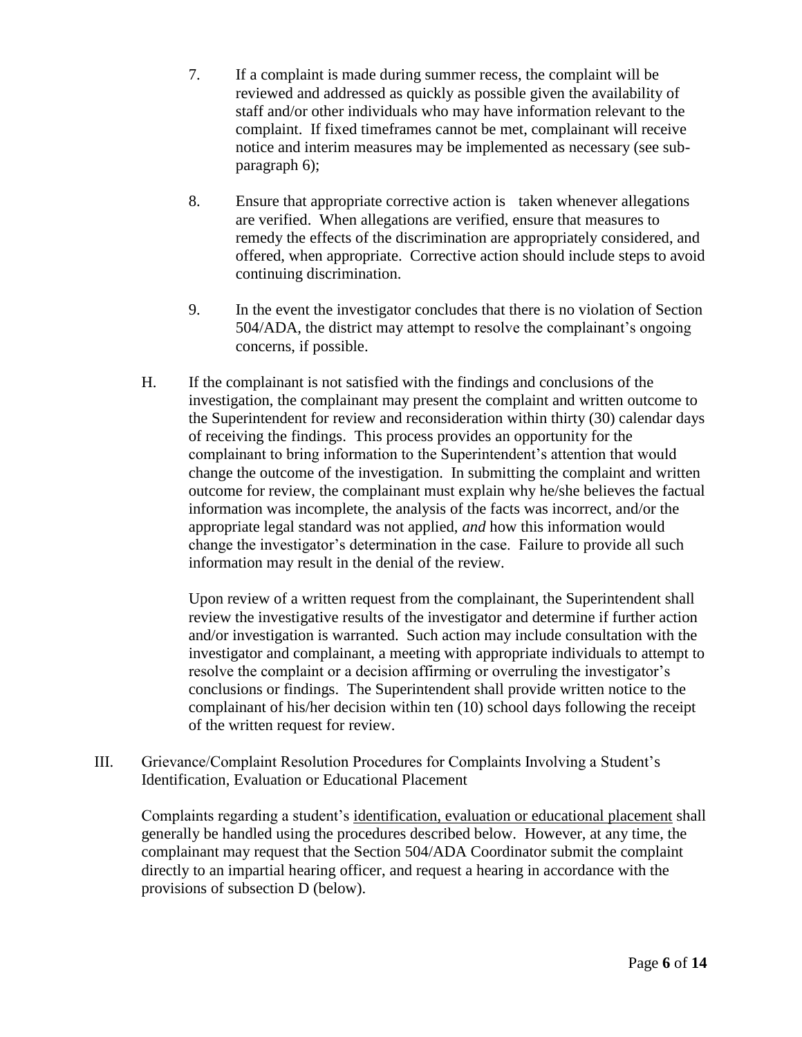7. If a complaint is made during summer recess, the complaint will be reviewed and addressed as quickly as possible given the availability of staff and/or other individuals who may have information relevant to the complaint. If fixed timeframes cannot be met, complainant will receive notice and interim measures may be implemented as necessary (see sub-paragraph 6);

8. Ensure that appropriate corrective action is taken whenever allegations are verified. When allegations are verified, ensure that measures to remedy the effects of the discrimination are appropriately considered, and offered, when appropriate. Corrective action should include steps to avoid continuing discrimination.

9. In the event the investigator concludes that there is no violation of Section 504/ADA, the district may attempt to resolve the complainant's ongoing concerns, if possible.

H. If the complainant is not satisfied with the findings and conclusions of the investigation, the complainant may present the complaint and written outcome to the Superintendent for review and reconsideration within thirty (30) calendar days of receiving the findings. This process provides an opportunity for the complainant to bring information to the Superintendent's attention that would change the outcome of the investigation. In submitting the complaint and written outcome for review, the complainant must explain why he/she believes the factual information was incomplete, the analysis of the facts was incorrect, and/or the appropriate legal standard was not applied, *and* how this information would change the investigator's determination in the case. Failure to provide all such information may result in the denial of the review.

Upon review of a written request from the complainant, the Superintendent shall review the investigative results of the investigator and determine if further action and/or investigation is warranted. Such action may include consultation with the investigator and complainant, a meeting with appropriate individuals to attempt to resolve the complaint or a decision affirming or overruling the investigator's conclusions or findings. The Superintendent shall provide written notice to the complainant of his/her decision within ten (10) school days following the receipt of the written request for review.

III. Grievance/Complaint Resolution Procedures for Complaints Involving a Student's Identification, Evaluation or Educational Placement

Complaints regarding a student's <u>identification, evaluation or educational placement</u> shall generally be handled using the procedures described below. However, at any time, the complainant may request that the Section 504/ADA Coordinator submit the complaint directly to an impartial hearing officer, and request a hearing in accordance with the provisions of subsection D (below).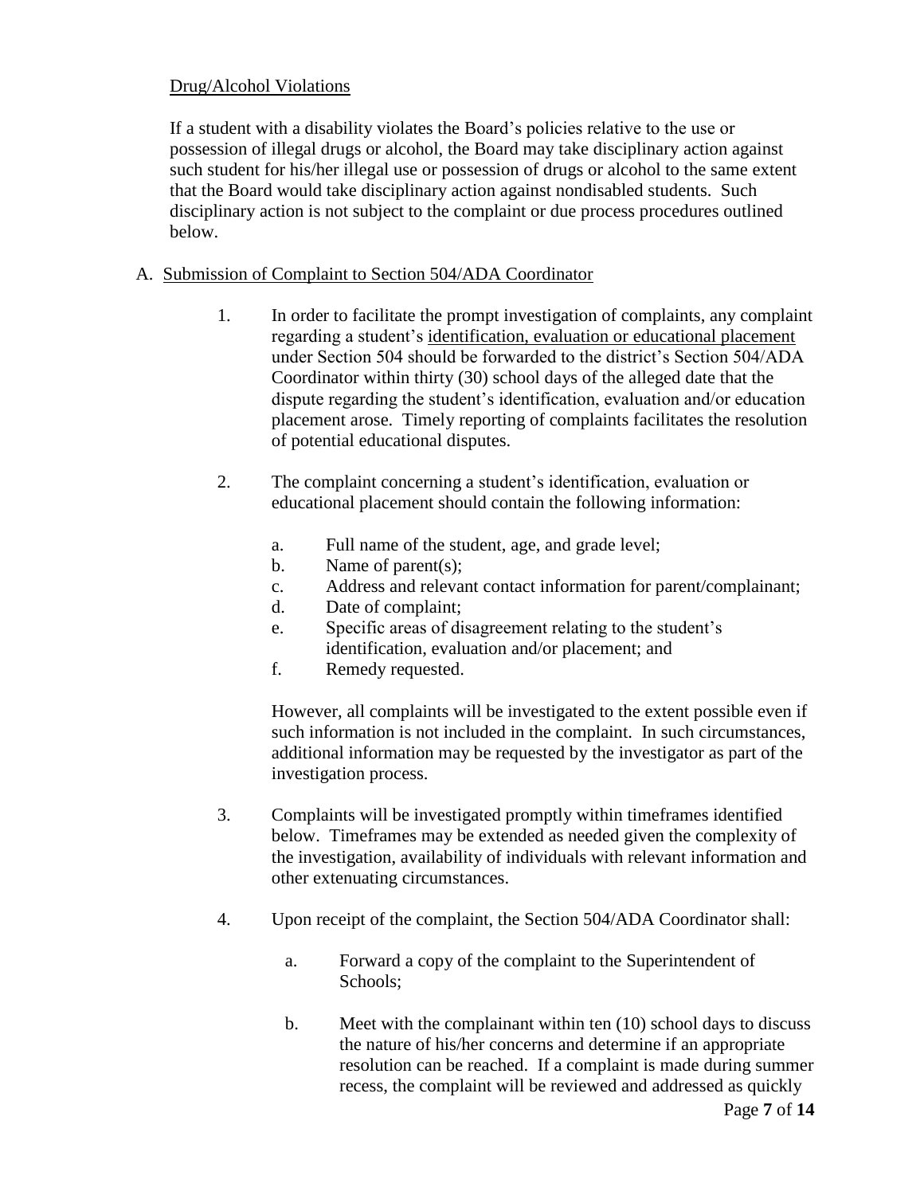Drug/Alcohol Violations

If a student with a disability violates the Board's policies relative to the use or possession of illegal drugs or alcohol, the Board may take disciplinary action against such student for his/her illegal use or possession of drugs or alcohol to the same extent that the Board would take disciplinary action against nondisabled students. Such disciplinary action is not subject to the complaint or due process procedures outlined below.

A. Submission of Complaint to Section 504/ADA Coordinator

1. In order to facilitate the prompt investigation of complaints, any complaint regarding a student's identification, evaluation or educational placement under Section 504 should be forwarded to the district's Section 504/ADA Coordinator within thirty (30) school days of the alleged date that the dispute regarding the student's identification, evaluation and/or education placement arose. Timely reporting of complaints facilitates the resolution of potential educational disputes.

2. The complaint concerning a student's identification, evaluation or educational placement should contain the following information:

   a. Full name of the student, age, and grade level;
   b. Name of parent(s);
   c. Address and relevant contact information for parent/complainant;
   d. Date of complaint;
   e. Specific areas of disagreement relating to the student's identification, evaluation and/or placement; and
   f. Remedy requested.

   However, all complaints will be investigated to the extent possible even if such information is not included in the complaint. In such circumstances, additional information may be requested by the investigator as part of the investigation process.

3. Complaints will be investigated promptly within timeframes identified below. Timeframes may be extended as needed given the complexity of the investigation, availability of individuals with relevant information and other extenuating circumstances.

4. Upon receipt of the complaint, the Section 504/ADA Coordinator shall:

   a. Forward a copy of the complaint to the Superintendent of Schools;

   b. Meet with the complainant within ten (10) school days to discuss the nature of his/her concerns and determine if an appropriate resolution can be reached. If a complaint is made during summer recess, the complaint will be reviewed and addressed as quickly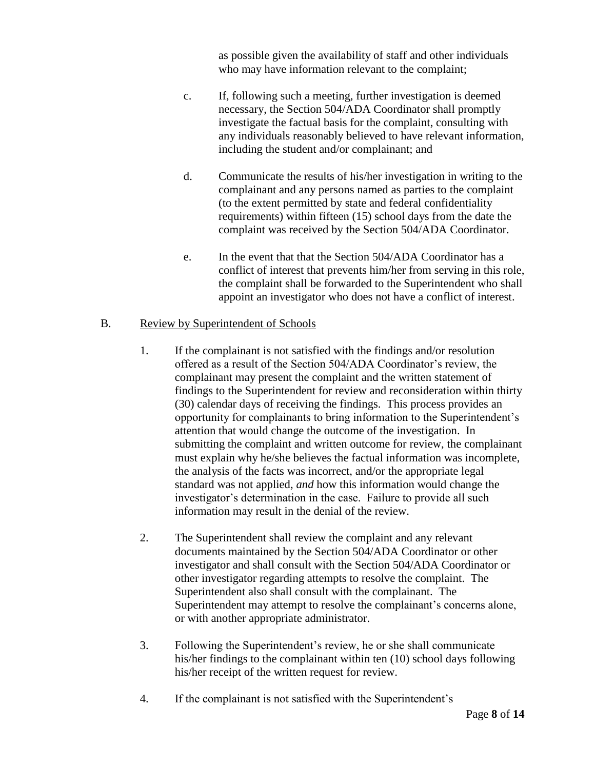as possible given the availability of staff and other individuals who may have information relevant to the complaint;

c. If, following such a meeting, further investigation is deemed necessary, the Section 504/ADA Coordinator shall promptly investigate the factual basis for the complaint, consulting with any individuals reasonably believed to have relevant information, including the student and/or complainant; and

d. Communicate the results of his/her investigation in writing to the complainant and any persons named as parties to the complaint (to the extent permitted by state and federal confidentiality requirements) within fifteen (15) school days from the date the complaint was received by the Section 504/ADA Coordinator.

e. In the event that that the Section 504/ADA Coordinator has a conflict of interest that prevents him/her from serving in this role, the complaint shall be forwarded to the Superintendent who shall appoint an investigator who does not have a conflict of interest.

B. Review by Superintendent of Schools

1. If the complainant is not satisfied with the findings and/or resolution offered as a result of the Section 504/ADA Coordinator's review, the complainant may present the complaint and the written statement of findings to the Superintendent for review and reconsideration within thirty (30) calendar days of receiving the findings. This process provides an opportunity for complainants to bring information to the Superintendent's attention that would change the outcome of the investigation. In submitting the complaint and written outcome for review, the complainant must explain why he/she believes the factual information was incomplete, the analysis of the facts was incorrect, and/or the appropriate legal standard was not applied, *and* how this information would change the investigator's determination in the case. Failure to provide all such information may result in the denial of the review.

2. The Superintendent shall review the complaint and any relevant documents maintained by the Section 504/ADA Coordinator or other investigator and shall consult with the Section 504/ADA Coordinator or other investigator regarding attempts to resolve the complaint. The Superintendent also shall consult with the complainant. The Superintendent may attempt to resolve the complainant's concerns alone, or with another appropriate administrator.

3. Following the Superintendent's review, he or she shall communicate his/her findings to the complainant within ten (10) school days following his/her receipt of the written request for review.

4. If the complainant is not satisfied with the Superintendent's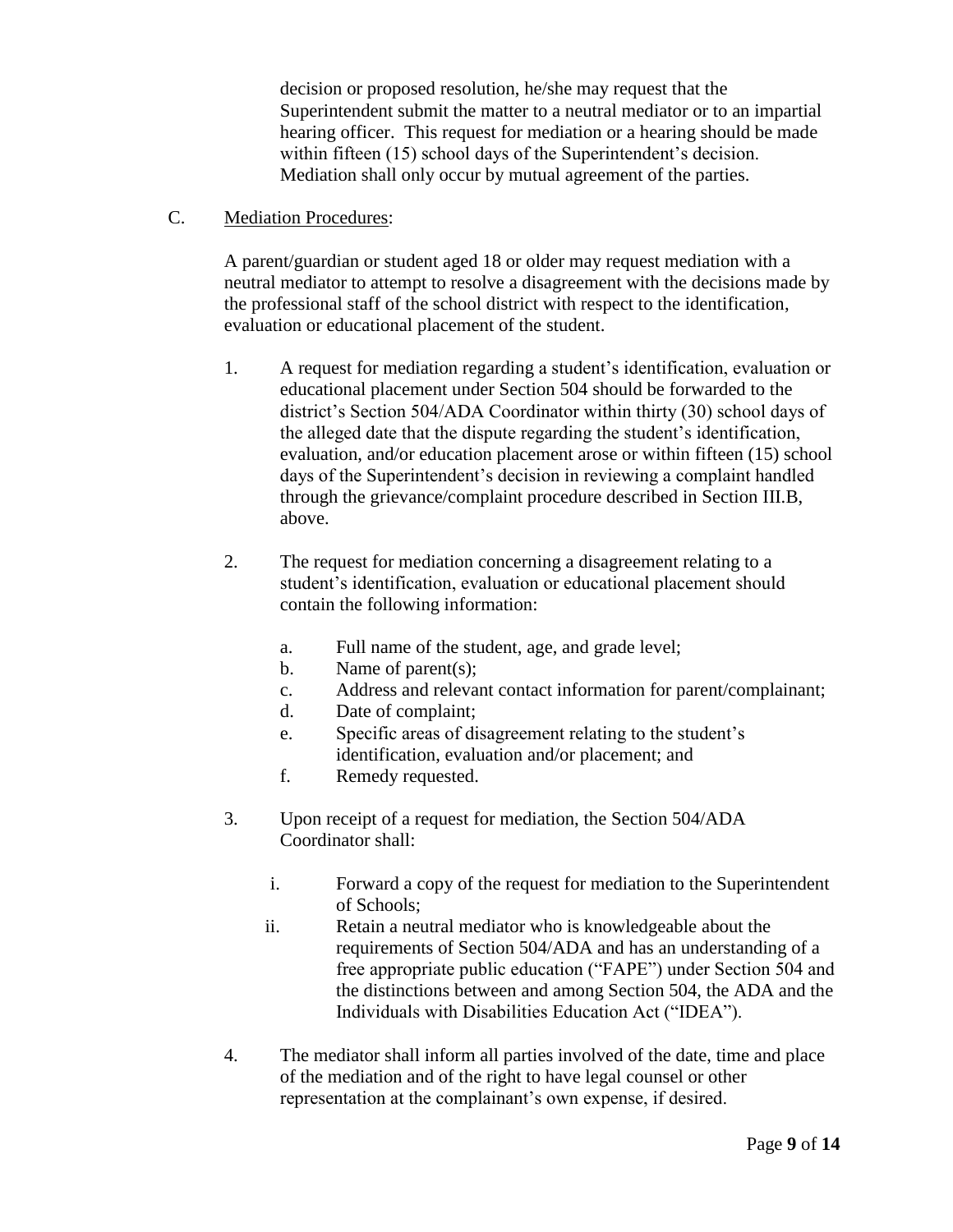decision or proposed resolution, he/she may request that the Superintendent submit the matter to a neutral mediator or to an impartial hearing officer. This request for mediation or a hearing should be made within fifteen (15) school days of the Superintendent's decision. Mediation shall only occur by mutual agreement of the parties.

C. <u>Mediation Procedures</u>:

A parent/guardian or student aged 18 or older may request mediation with a neutral mediator to attempt to resolve a disagreement with the decisions made by the professional staff of the school district with respect to the identification, evaluation or educational placement of the student.

1. A request for mediation regarding a student's identification, evaluation or educational placement under Section 504 should be forwarded to the district's Section 504/ADA Coordinator within thirty (30) school days of the alleged date that the dispute regarding the student's identification, evaluation, and/or education placement arose or within fifteen (15) school days of the Superintendent's decision in reviewing a complaint handled through the grievance/complaint procedure described in Section III.B, above.

2. The request for mediation concerning a disagreement relating to a student's identification, evaluation or educational placement should contain the following information:

   a. Full name of the student, age, and grade level;
   b. Name of parent(s);
   c. Address and relevant contact information for parent/complainant;
   d. Date of complaint;
   e. Specific areas of disagreement relating to the student's identification, evaluation and/or placement; and
   f. Remedy requested.

3. Upon receipt of a request for mediation, the Section 504/ADA Coordinator shall:

   i. Forward a copy of the request for mediation to the Superintendent of Schools;
   ii. Retain a neutral mediator who is knowledgeable about the requirements of Section 504/ADA and has an understanding of a free appropriate public education ("FAPE") under Section 504 and the distinctions between and among Section 504, the ADA and the Individuals with Disabilities Education Act ("IDEA").

4. The mediator shall inform all parties involved of the date, time and place of the mediation and of the right to have legal counsel or other representation at the complainant's own expense, if desired.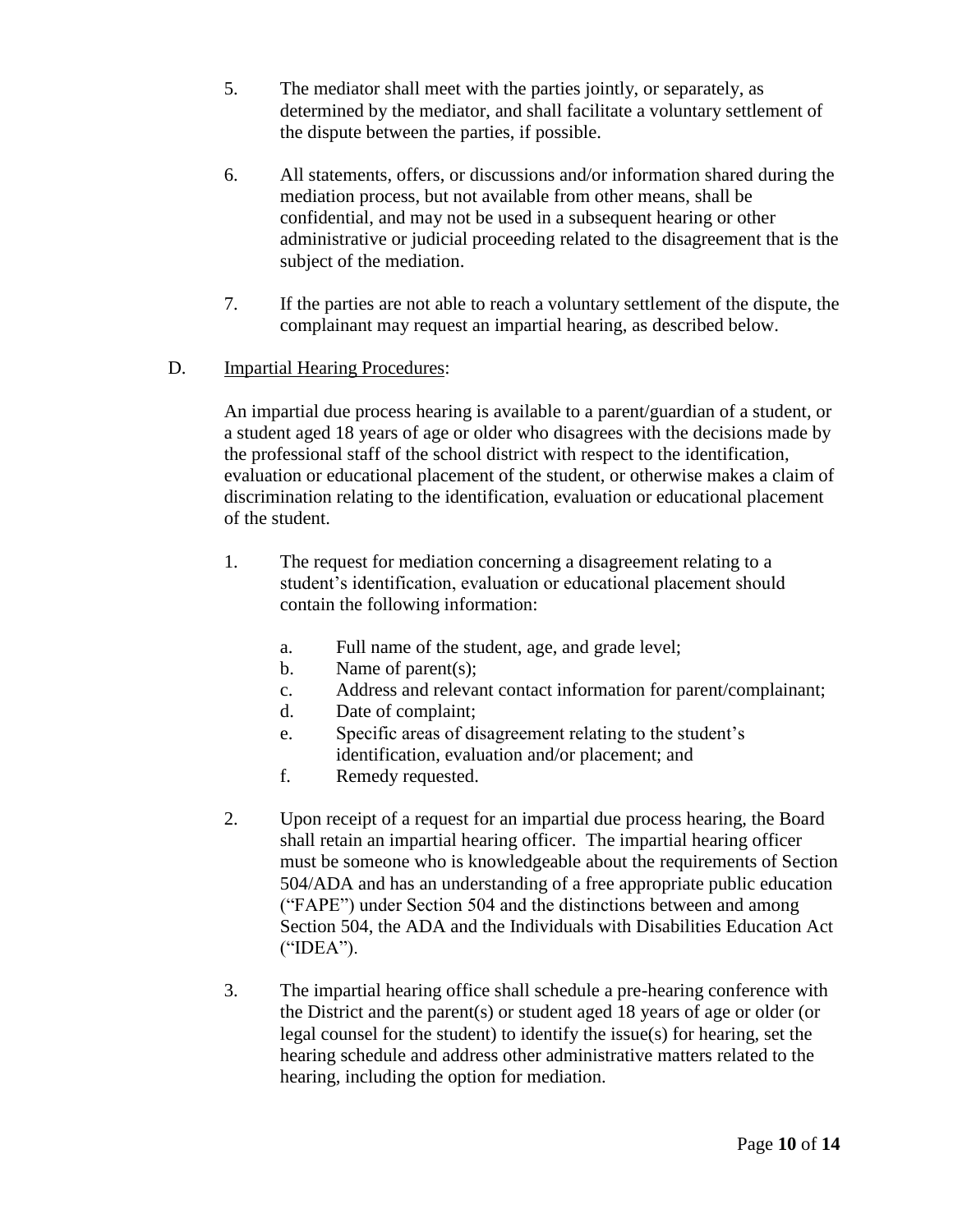5. The mediator shall meet with the parties jointly, or separately, as determined by the mediator, and shall facilitate a voluntary settlement of the dispute between the parties, if possible.

6. All statements, offers, or discussions and/or information shared during the mediation process, but not available from other means, shall be confidential, and may not be used in a subsequent hearing or other administrative or judicial proceeding related to the disagreement that is the subject of the mediation.

7. If the parties are not able to reach a voluntary settlement of the dispute, the complainant may request an impartial hearing, as described below.

D. <u>Impartial Hearing Procedures</u>:

An impartial due process hearing is available to a parent/guardian of a student, or a student aged 18 years of age or older who disagrees with the decisions made by the professional staff of the school district with respect to the identification, evaluation or educational placement of the student, or otherwise makes a claim of discrimination relating to the identification, evaluation or educational placement of the student.

1. The request for mediation concerning a disagreement relating to a student's identification, evaluation or educational placement should contain the following information:

   a. Full name of the student, age, and grade level;
   b. Name of parent(s);
   c. Address and relevant contact information for parent/complainant;
   d. Date of complaint;
   e. Specific areas of disagreement relating to the student's identification, evaluation and/or placement; and
   f. Remedy requested.

2. Upon receipt of a request for an impartial due process hearing, the Board shall retain an impartial hearing officer. The impartial hearing officer must be someone who is knowledgeable about the requirements of Section 504/ADA and has an understanding of a free appropriate public education ("FAPE") under Section 504 and the distinctions between and among Section 504, the ADA and the Individuals with Disabilities Education Act ("IDEA").

3. The impartial hearing office shall schedule a pre-hearing conference with the District and the parent(s) or student aged 18 years of age or older (or legal counsel for the student) to identify the issue(s) for hearing, set the hearing schedule and address other administrative matters related to the hearing, including the option for mediation.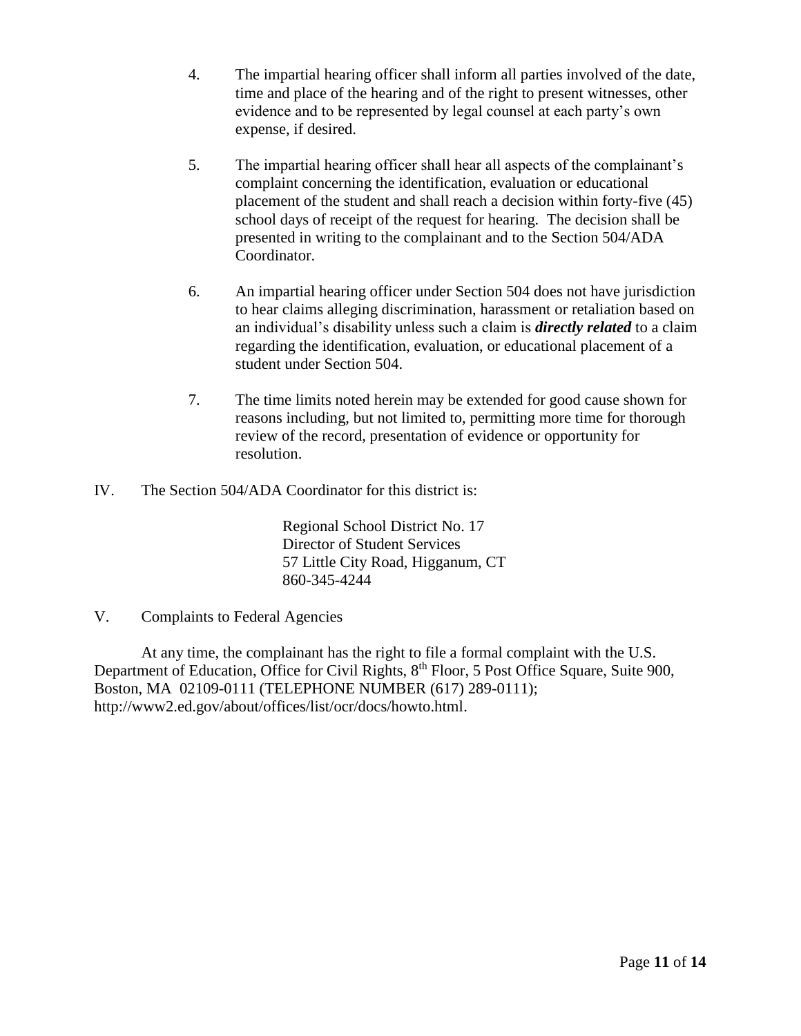4. The impartial hearing officer shall inform all parties involved of the date, time and place of the hearing and of the right to present witnesses, other evidence and to be represented by legal counsel at each party's own expense, if desired.

5. The impartial hearing officer shall hear all aspects of the complainant's complaint concerning the identification, evaluation or educational placement of the student and shall reach a decision within forty-five (45) school days of receipt of the request for hearing. The decision shall be presented in writing to the complainant and to the Section 504/ADA Coordinator.

6. An impartial hearing officer under Section 504 does not have jurisdiction to hear claims alleging discrimination, harassment or retaliation based on an individual's disability unless such a claim is ***directly related*** to a claim regarding the identification, evaluation, or educational placement of a student under Section 504.

7. The time limits noted herein may be extended for good cause shown for reasons including, but not limited to, permitting more time for thorough review of the record, presentation of evidence or opportunity for resolution.

IV. The Section 504/ADA Coordinator for this district is:

Regional School District No. 17
Director of Student Services
57 Little City Road, Higganum, CT
860-345-4244

V. Complaints to Federal Agencies

At any time, the complainant has the right to file a formal complaint with the U.S. Department of Education, Office for Civil Rights, 8th Floor, 5 Post Office Square, Suite 900, Boston, MA 02109-0111 (TELEPHONE NUMBER (617) 289-0111); http://www2.ed.gov/about/offices/list/ocr/docs/howto.html.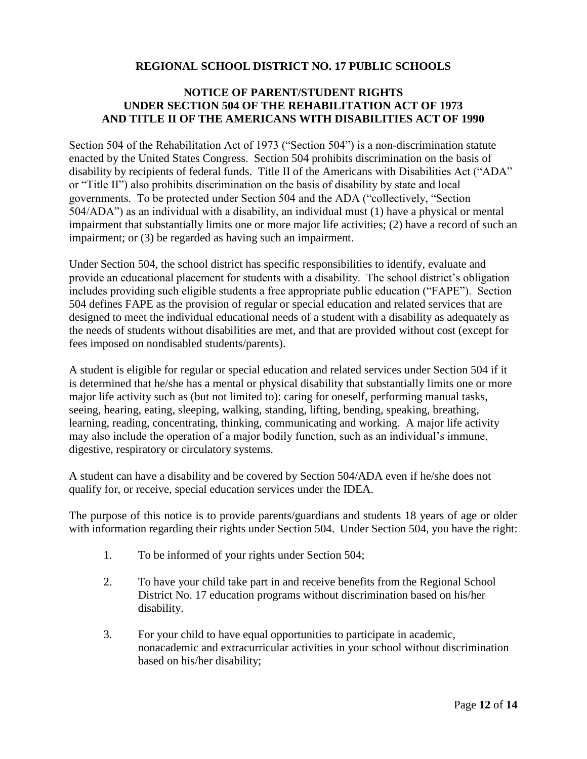**REGIONAL SCHOOL DISTRICT NO. 17 PUBLIC SCHOOLS**

**NOTICE OF PARENT/STUDENT RIGHTS UNDER SECTION 504 OF THE REHABILITATION ACT OF 1973 AND TITLE II OF THE AMERICANS WITH DISABILITIES ACT OF 1990**

Section 504 of the Rehabilitation Act of 1973 ("Section 504") is a non-discrimination statute enacted by the United States Congress. Section 504 prohibits discrimination on the basis of disability by recipients of federal funds. Title II of the Americans with Disabilities Act ("ADA" or "Title II") also prohibits discrimination on the basis of disability by state and local governments. To be protected under Section 504 and the ADA ("collectively, "Section 504/ADA") as an individual with a disability, an individual must (1) have a physical or mental impairment that substantially limits one or more major life activities; (2) have a record of such an impairment; or (3) be regarded as having such an impairment.

Under Section 504, the school district has specific responsibilities to identify, evaluate and provide an educational placement for students with a disability. The school district's obligation includes providing such eligible students a free appropriate public education ("FAPE"). Section 504 defines FAPE as the provision of regular or special education and related services that are designed to meet the individual educational needs of a student with a disability as adequately as the needs of students without disabilities are met, and that are provided without cost (except for fees imposed on nondisabled students/parents).

A student is eligible for regular or special education and related services under Section 504 if it is determined that he/she has a mental or physical disability that substantially limits one or more major life activity such as (but not limited to): caring for oneself, performing manual tasks, seeing, hearing, eating, sleeping, walking, standing, lifting, bending, speaking, breathing, learning, reading, concentrating, thinking, communicating and working. A major life activity may also include the operation of a major bodily function, such as an individual's immune, digestive, respiratory or circulatory systems.

A student can have a disability and be covered by Section 504/ADA even if he/she does not qualify for, or receive, special education services under the IDEA.

The purpose of this notice is to provide parents/guardians and students 18 years of age or older with information regarding their rights under Section 504. Under Section 504, you have the right:

1. To be informed of your rights under Section 504;

2. To have your child take part in and receive benefits from the Regional School District No. 17 education programs without discrimination based on his/her disability.

3. For your child to have equal opportunities to participate in academic, nonacademic and extracurricular activities in your school without discrimination based on his/her disability;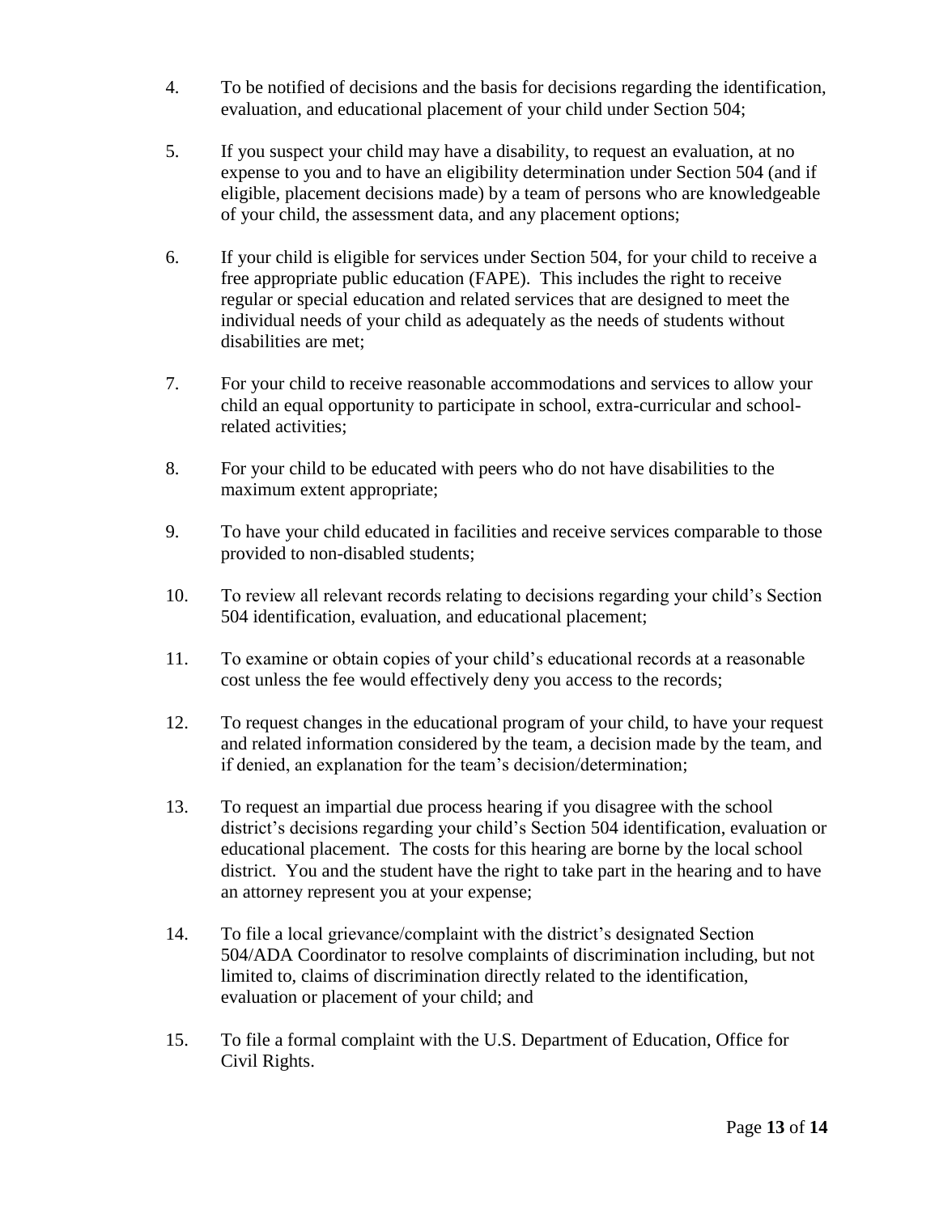4. To be notified of decisions and the basis for decisions regarding the identification, evaluation, and educational placement of your child under Section 504;

5. If you suspect your child may have a disability, to request an evaluation, at no expense to you and to have an eligibility determination under Section 504 (and if eligible, placement decisions made) by a team of persons who are knowledgeable of your child, the assessment data, and any placement options;

6. If your child is eligible for services under Section 504, for your child to receive a free appropriate public education (FAPE). This includes the right to receive regular or special education and related services that are designed to meet the individual needs of your child as adequately as the needs of students without disabilities are met;

7. For your child to receive reasonable accommodations and services to allow your child an equal opportunity to participate in school, extra-curricular and school-related activities;

8. For your child to be educated with peers who do not have disabilities to the maximum extent appropriate;

9. To have your child educated in facilities and receive services comparable to those provided to non-disabled students;

10. To review all relevant records relating to decisions regarding your child's Section 504 identification, evaluation, and educational placement;

11. To examine or obtain copies of your child's educational records at a reasonable cost unless the fee would effectively deny you access to the records;

12. To request changes in the educational program of your child, to have your request and related information considered by the team, a decision made by the team, and if denied, an explanation for the team's decision/determination;

13. To request an impartial due process hearing if you disagree with the school district's decisions regarding your child's Section 504 identification, evaluation or educational placement. The costs for this hearing are borne by the local school district. You and the student have the right to take part in the hearing and to have an attorney represent you at your expense;

14. To file a local grievance/complaint with the district's designated Section 504/ADA Coordinator to resolve complaints of discrimination including, but not limited to, claims of discrimination directly related to the identification, evaluation or placement of your child; and

15. To file a formal complaint with the U.S. Department of Education, Office for Civil Rights.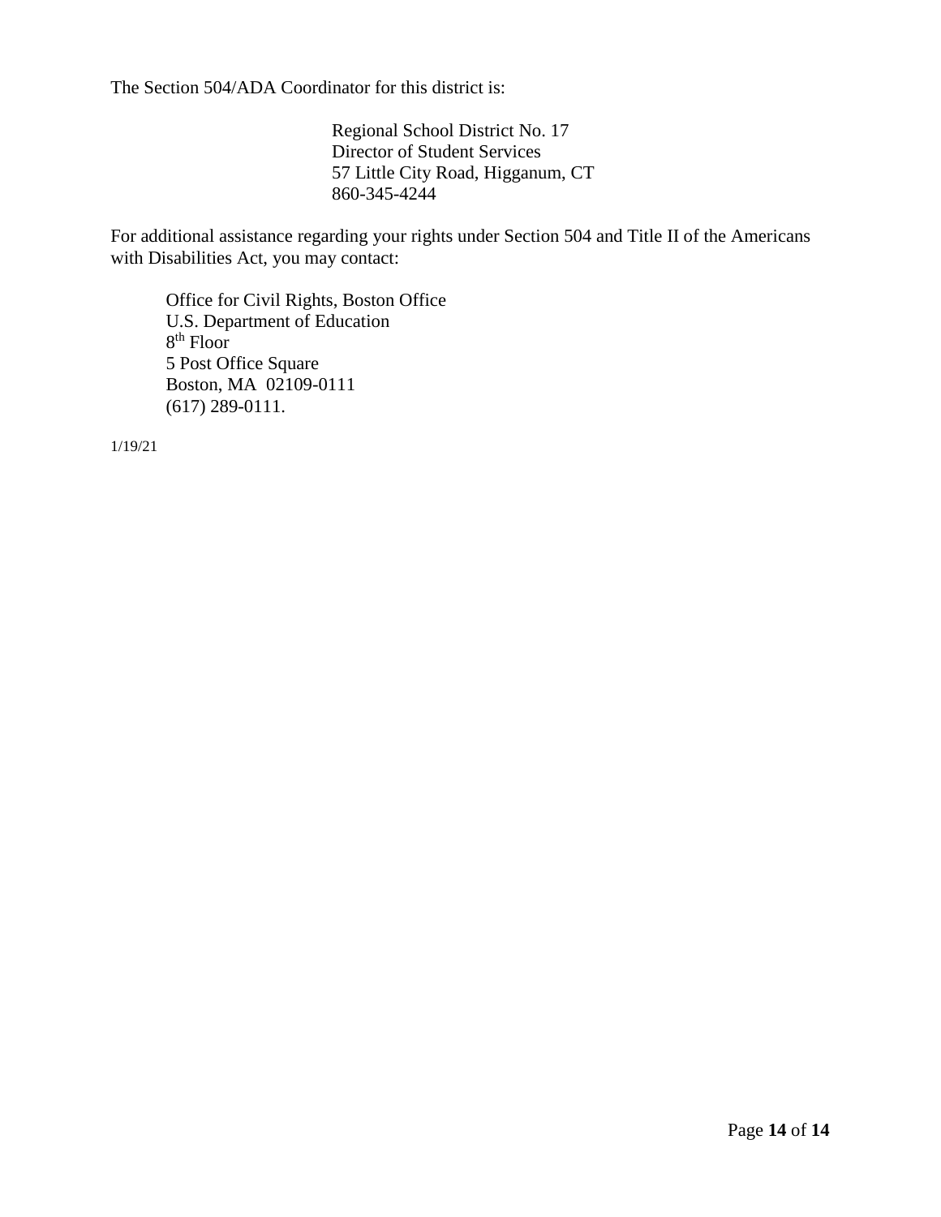The Section 504/ADA Coordinator for this district is:

Regional School District No. 17  
Director of Student Services  
57 Little City Road, Higganum, CT  
860-345-4244

For additional assistance regarding your rights under Section 504 and Title II of the Americans with Disabilities Act, you may contact:

Office for Civil Rights, Boston Office  
U.S. Department of Education  
$8^{th}$ Floor  
5 Post Office Square  
Boston, MA 02109-0111  
(617) 289-0111.

1/19/21